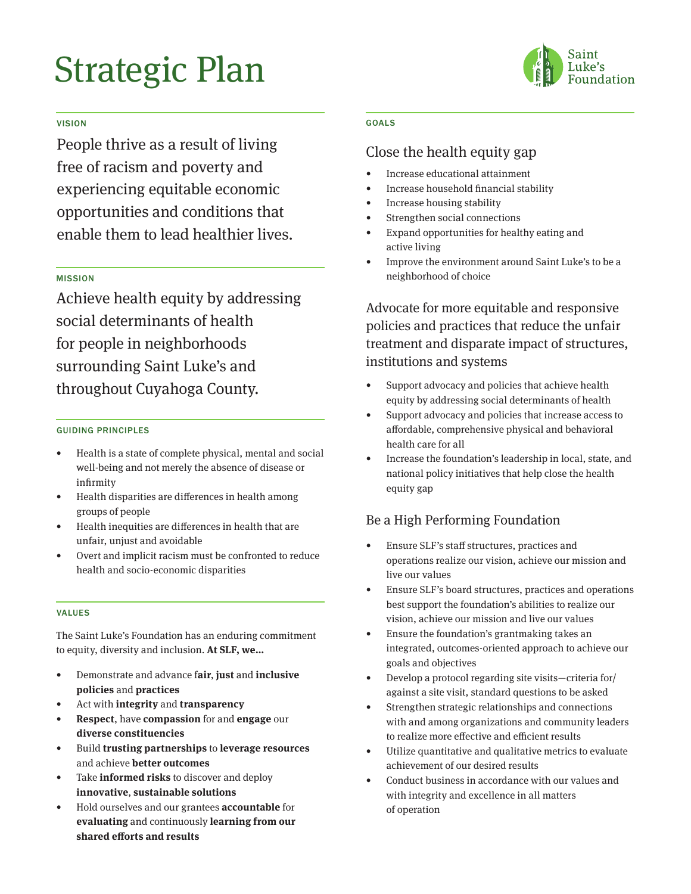# Strategic Plan

Saint Luke's Foundation

## VISION

People thrive as a result of living free of racism and poverty and experiencing equitable economic opportunities and conditions that enable them to lead healthier lives.

## MISSION

Achieve health equity by addressing social determinants of health for people in neighborhoods surrounding Saint Luke's and throughout Cuyahoga County.

## GUIDING PRINCIPLES

- Health is a state of complete physical, mental and social well-being and not merely the absence of disease or infirmity
- Health disparities are differences in health among groups of people
- Health inequities are differences in health that are unfair, unjust and avoidable
- Overt and implicit racism must be confronted to reduce health and socio-economic disparities

## VALUES

The Saint Luke's Foundation has an enduring commitment to equity, diversity and inclusion. **At SLF, we…**

- Demonstrate and advance f**air**, **just** and **inclusive policies** and **practices**
- Act with **integrity** and **transparency**
- **Respect**, have **compassion** for and **engage** our **diverse constituencies**
- Build **trusting partnerships** to **leverage resources** and achieve **better outcomes**
- Take **informed risks** to discover and deploy **innovative**, **sustainable solutions**
- Hold ourselves and our grantees **accountable** for **evaluating** and continuously **learning from our shared efforts and results**

## GOALS

### Close the health equity gap

- Increase educational attainment
- Increase household financial stability
- Increase housing stability
- Strengthen social connections
- Expand opportunities for healthy eating and active living
- Improve the environment around Saint Luke's to be a neighborhood of choice

### Advocate for more equitable and responsive policies and practices that reduce the unfair treatment and disparate impact of structures, institutions and systems

- Support advocacy and policies that achieve health equity by addressing social determinants of health
- Support advocacy and policies that increase access to affordable, comprehensive physical and behavioral health care for all
- Increase the foundation's leadership in local, state, and national policy initiatives that help close the health equity gap

### Be a High Performing Foundation

- Ensure SLF's staff structures, practices and operations realize our vision, achieve our mission and live our values
- Ensure SLF's board structures, practices and operations best support the foundation's abilities to realize our vision, achieve our mission and live our values
- Ensure the foundation's grantmaking takes an integrated, outcomes-oriented approach to achieve our goals and objectives
- Develop a protocol regarding site visits—criteria for/against a site visit, standard questions to be asked
- Strengthen strategic relationships and connections with and among organizations and community leaders to realize more effective and efficient results
- Utilize quantitative and qualitative metrics to evaluate achievement of our desired results
- Conduct business in accordance with our values and with integrity and excellence in all matters of operation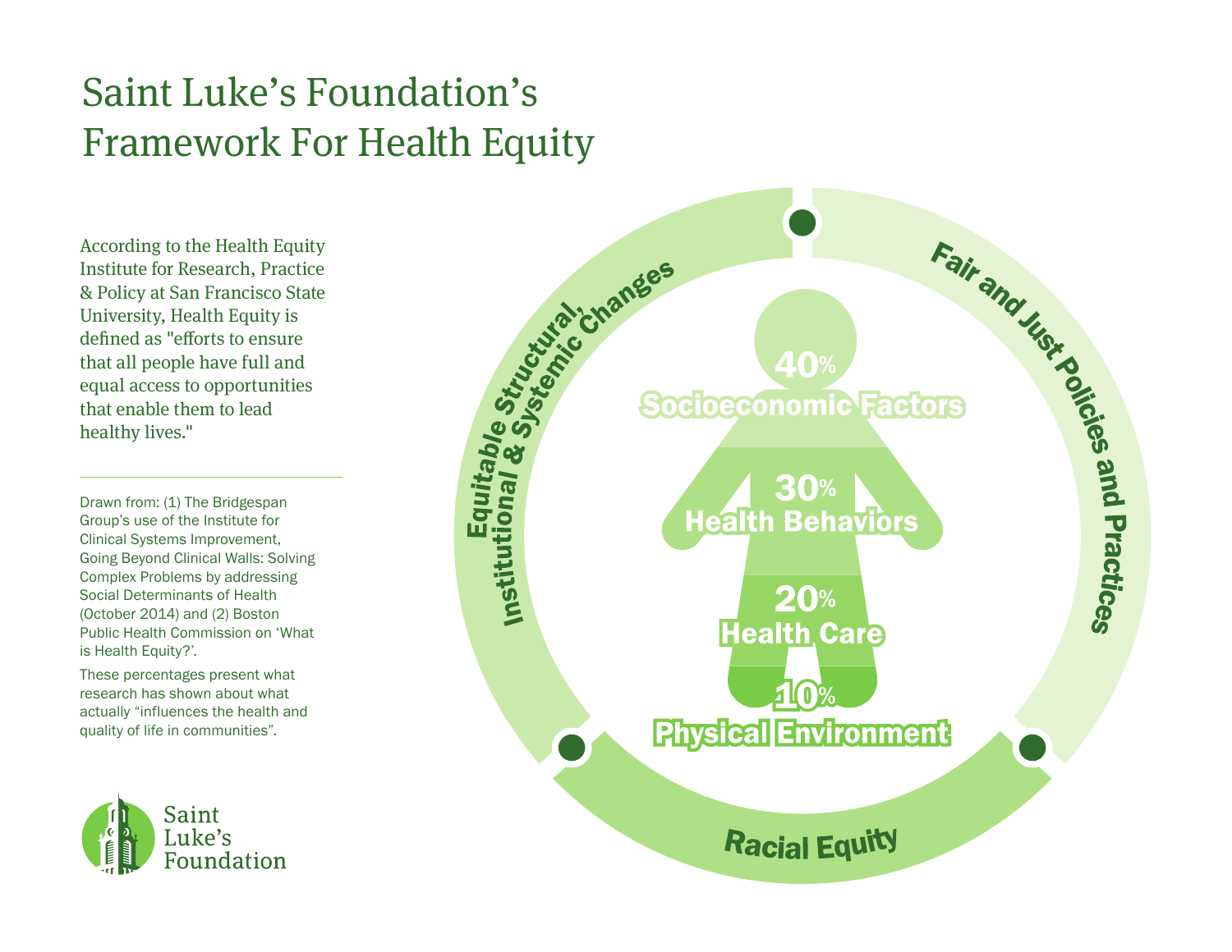# Saint Luke's Foundation's Framework For Health Equity

According to the Health Equity Institute for Research, Practice & Policy at San Francisco State University, Health Equity is defined as "efforts to ensure that all people have full and equal access to opportunities that enable them to lead healthy lives."

---

Drawn from: (1) The Bridgespan Group's use of the Institute for Clinical Systems Improvement, Going Beyond Clinical Walls: Solving Complex Problems by addressing Social Determinants of Health (October 2014) and (2) Boston Public Health Commission on 'What is Health Equity?'.

These percentages present what research has shown about what actually "influences the health and quality of life in communities".

Equitable Structural, Institutional & Systemic Changes

Fair and Just Policies and Practices

Racial Equity

40% Socioeconomic Factors

30% Health Behaviors

20% Health Care

10% Physical Environment

Saint Luke's Foundation